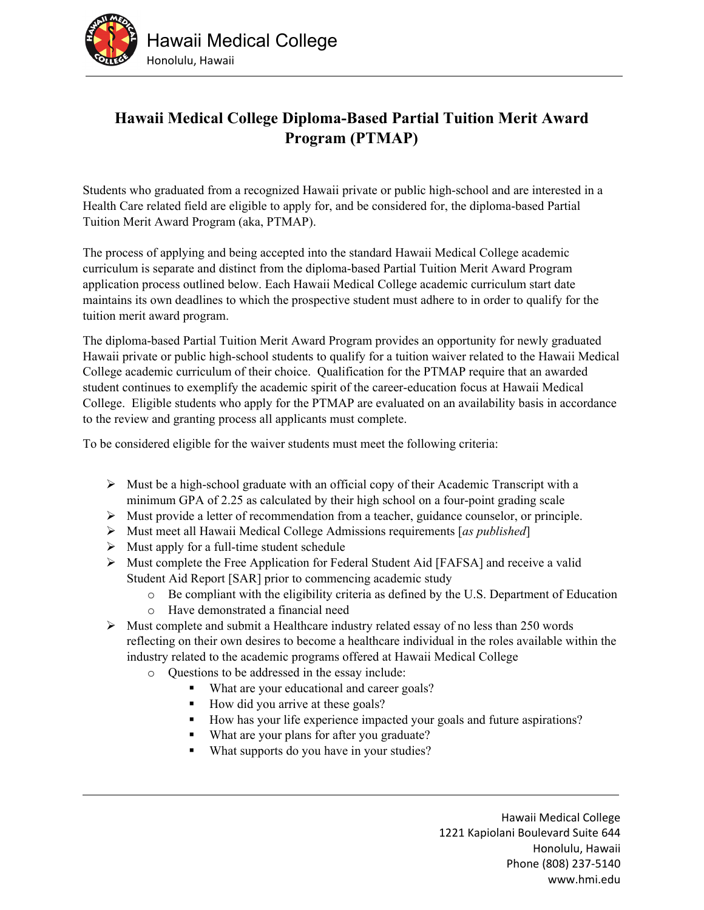# Hawaii Medical College Diploma-Based Partial Tuition Merit Award Program (PTMAP)

Students who graduated from a recognized Hawaii private or public high-school and are interested in a Health Care related field are eligible to apply for, and be considered for, the diploma-based Partial Tuition Merit Award Program (aka, PTMAP).

The process of applying and being accepted into the standard Hawaii Medical College academic curriculum is separate and distinct from the diploma-based Partial Tuition Merit Award Program application process outlined below. Each Hawaii Medical College academic curriculum start date maintains its own deadlines to which the prospective student must adhere to in order to qualify for the tuition merit award program.

The diploma-based Partial Tuition Merit Award Program provides an opportunity for newly graduated Hawaii private or public high-school students to qualify for a tuition waiver related to the Hawaii Medical College academic curriculum of their choice. Qualification for the PTMAP require that an awarded student continues to exemplify the academic spirit of the career-education focus at Hawaii Medical College. Eligible students who apply for the PTMAP are evaluated on an availability basis in accordance to the review and granting process all applicants must complete.

To be considered eligible for the waiver students must meet the following criteria:

- Must be a high-school graduate with an official copy of their Academic Transcript with a minimum GPA of 2.25 as calculated by their high school on a four-point grading scale
- Must provide a letter of recommendation from a teacher, guidance counselor, or principle.
- Must meet all Hawaii Medical College Admissions requirements [*as published*]
- Must apply for a full-time student schedule
- Must complete the Free Application for Federal Student Aid [FAFSA] and receive a valid Student Aid Report [SAR] prior to commencing academic study
    - Be compliant with the eligibility criteria as defined by the U.S. Department of Education
    - Have demonstrated a financial need
- Must complete and submit a Healthcare industry related essay of no less than 250 words reflecting on their own desires to become a healthcare individual in the roles available within the industry related to the academic programs offered at Hawaii Medical College
    - Questions to be addressed in the essay include:
        - What are your educational and career goals?
        - How did you arrive at these goals?
        - How has your life experience impacted your goals and future aspirations?
        - What are your plans for after you graduate?
        - What supports do you have in your studies?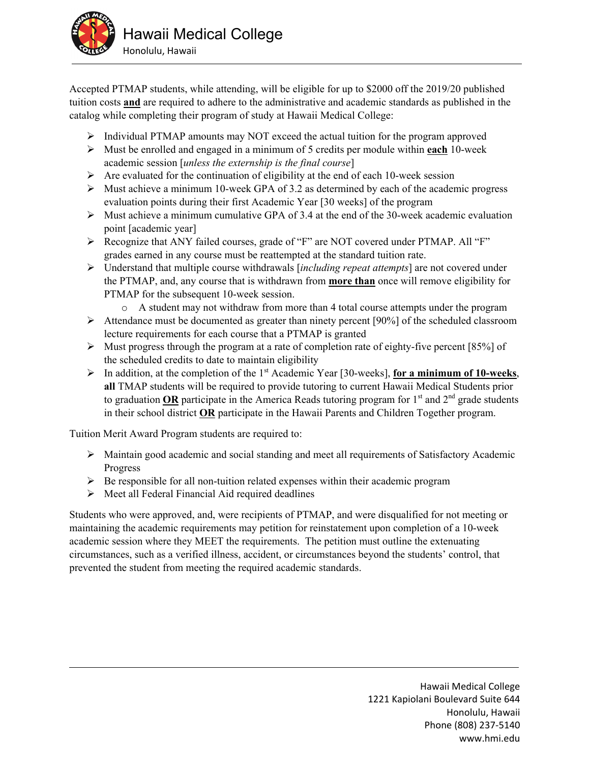Accepted PTMAP students, while attending, will be eligible for up to $2000 off the 2019/20 published tuition costs **and** are required to adhere to the administrative and academic standards as published in the catalog while completing their program of study at Hawaii Medical College:

- Individual PTMAP amounts may NOT exceed the actual tuition for the program approved
- Must be enrolled and engaged in a minimum of 5 credits per module within **each** 10-week academic session [*unless the externship is the final course*]
- Are evaluated for the continuation of eligibility at the end of each 10-week session
- Must achieve a minimum 10-week GPA of 3.2 as determined by each of the academic progress evaluation points during their first Academic Year [30 weeks] of the program
- Must achieve a minimum cumulative GPA of 3.4 at the end of the 30-week academic evaluation point [academic year]
- Recognize that ANY failed courses, grade of "F" are NOT covered under PTMAP. All "F" grades earned in any course must be reattempted at the standard tuition rate.
- Understand that multiple course withdrawals [*including repeat attempts*] are not covered under the PTMAP, and, any course that is withdrawn from **more than** once will remove eligibility for PTMAP for the subsequent 10-week session.
  - A student may not withdraw from more than 4 total course attempts under the program
- Attendance must be documented as greater than ninety percent [90%] of the scheduled classroom lecture requirements for each course that a PTMAP is granted
- Must progress through the program at a rate of completion rate of eighty-five percent [85%] of the scheduled credits to date to maintain eligibility
- In addition, at the completion of the 1st Academic Year [30-weeks], **for a minimum of 10-weeks**, **all** TMAP students will be required to provide tutoring to current Hawaii Medical Students prior to graduation **OR** participate in the America Reads tutoring program for 1st and 2nd grade students in their school district **OR** participate in the Hawaii Parents and Children Together program.

Tuition Merit Award Program students are required to:

- Maintain good academic and social standing and meet all requirements of Satisfactory Academic Progress
- Be responsible for all non-tuition related expenses within their academic program
- Meet all Federal Financial Aid required deadlines

Students who were approved, and, were recipients of PTMAP, and were disqualified for not meeting or maintaining the academic requirements may petition for reinstatement upon completion of a 10-week academic session where they MEET the requirements. The petition must outline the extenuating circumstances, such as a verified illness, accident, or circumstances beyond the students' control, that prevented the student from meeting the required academic standards.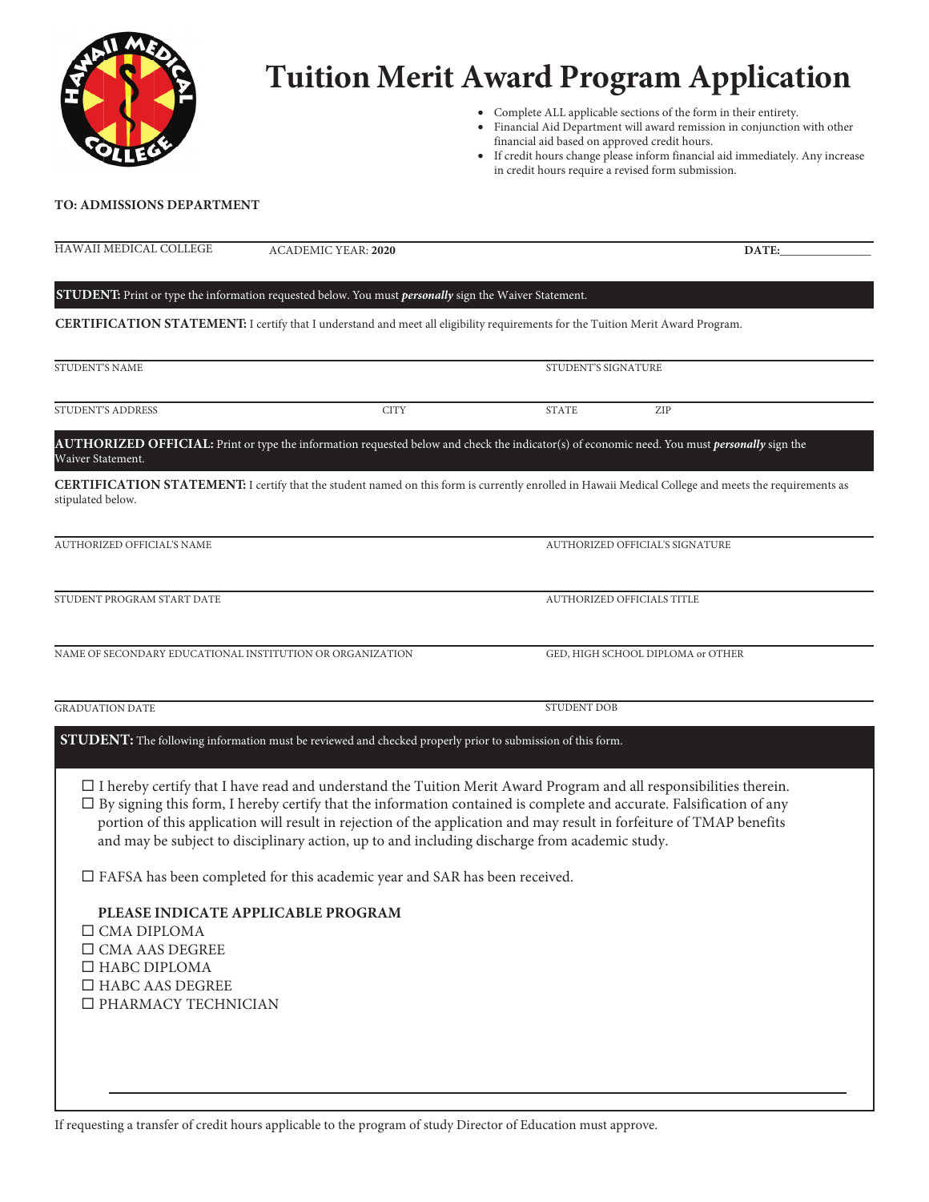# Tuition Merit Award Program Application

- Complete ALL applicable sections of the form in their entirety.
- Financial Aid Department will award remission in conjunction with other financial aid based on approved credit hours.
- If credit hours change please inform financial aid immediately. Any increase in credit hours require a revised form submission.

**TO: ADMISSIONS DEPARTMENT**

HAWAII MEDICAL COLLEGE ACADEMIC YEAR: **2020** **DATE:**_______________

**STUDENT:** Print or type the information requested below. You must ***personally*** sign the Waiver Statement.

**CERTIFICATION STATEMENT:** I certify that I understand and meet all eligibility requirements for the Tuition Merit Award Program.

STUDENT'S NAME STUDENT'S SIGNATURE

STUDENT'S ADDRESS CITY STATE ZIP

**AUTHORIZED OFFICIAL:** Print or type the information requested below and check the indicator(s) of economic need. You must ***personally*** sign the Waiver Statement.

**CERTIFICATION STATEMENT:** I certify that the student named on this form is currently enrolled in Hawaii Medical College and meets the requirements as stipulated below.

AUTHORIZED OFFICIAL'S NAME AUTHORIZED OFFICIAL'S SIGNATURE

STUDENT PROGRAM START DATE AUTHORIZED OFFICIALS TITLE

NAME OF SECONDARY EDUCATIONAL INSTITUTION OR ORGANIZATION GED, HIGH SCHOOL DIPLOMA or OTHER

GRADUATION DATE STUDENT DOB

**STUDENT:** The following information must be reviewed and checked properly prior to submission of this form.

☐ I hereby certify that I have read and understand the Tuition Merit Award Program and all responsibilities therein.
☐ By signing this form, I hereby certify that the information contained is complete and accurate. Falsification of any portion of this application will result in rejection of the application and may result in forfeiture of TMAP benefits and may be subject to disciplinary action, up to and including discharge from academic study.

☐ FAFSA has been completed for this academic year and SAR has been received.

**PLEASE INDICATE APPLICABLE PROGRAM**

☐ CMA DIPLOMA
☐ CMA AAS DEGREE
☐ HABC DIPLOMA
☐ HABC AAS DEGREE
☐ PHARMACY TECHNICIAN

If requesting a transfer of credit hours applicable to the program of study Director of Education must approve.